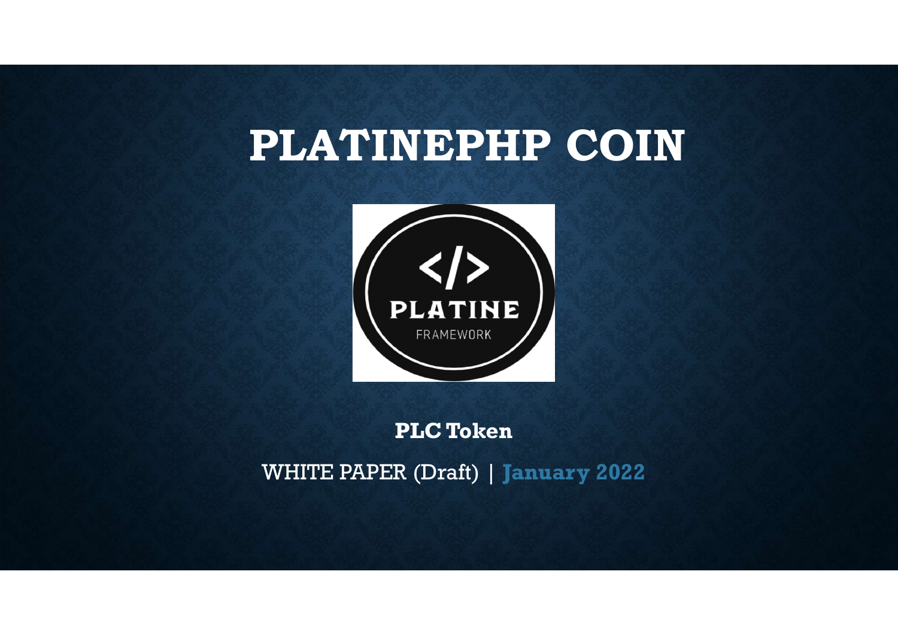# PLATINEPHP COIN

**PLC Token**

WHITE PAPER (Draft) | **January 2022**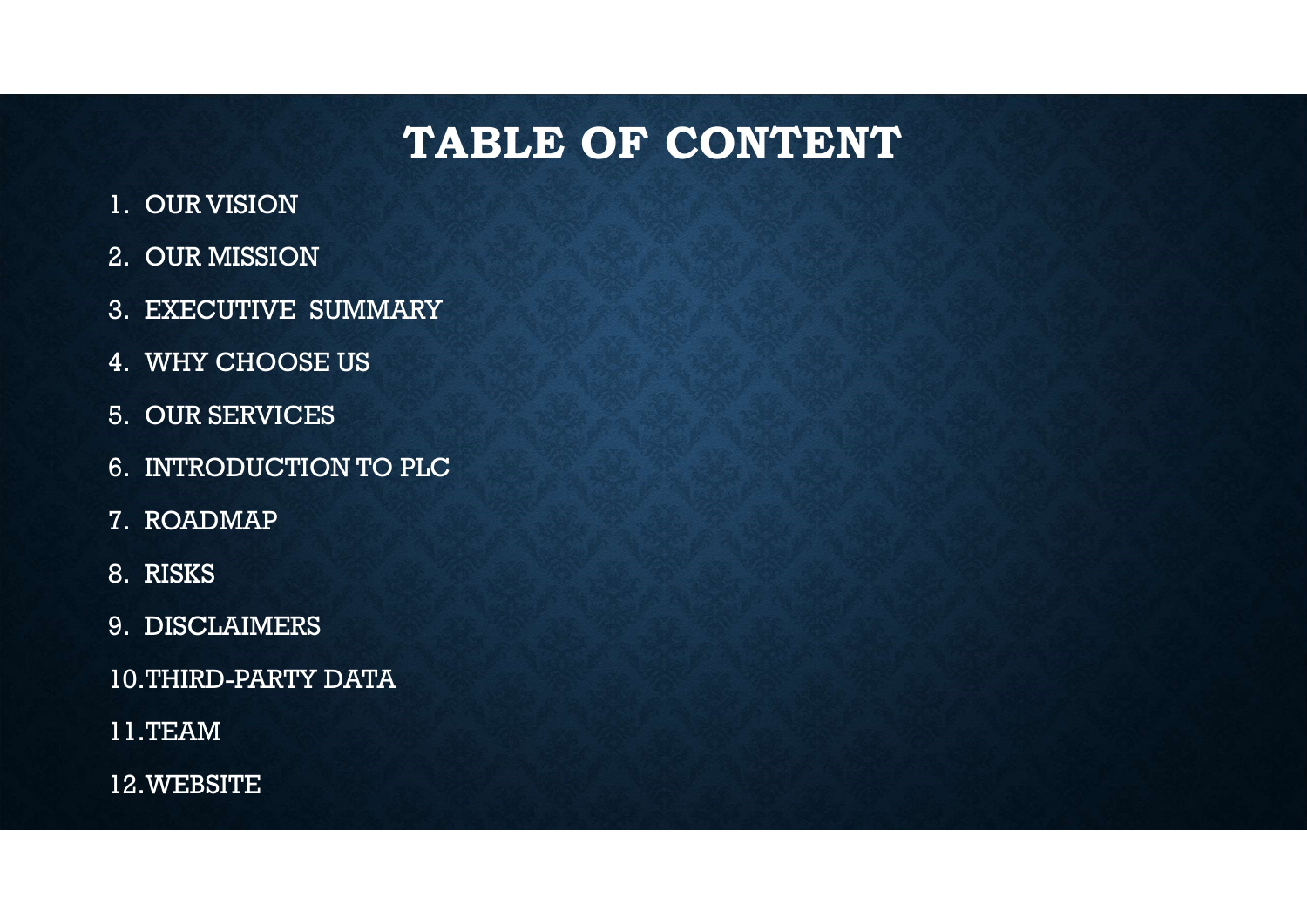# TABLE OF CONTENT

1. OUR VISION
2. OUR MISSION
3. EXECUTIVE SUMMARY
4. WHY CHOOSE US
5. OUR SERVICES
6. INTRODUCTION TO PLC
7. ROADMAP
8. RISKS
9. DISCLAIMERS
10. THIRD-PARTY DATA
11. TEAM
12. WEBSITE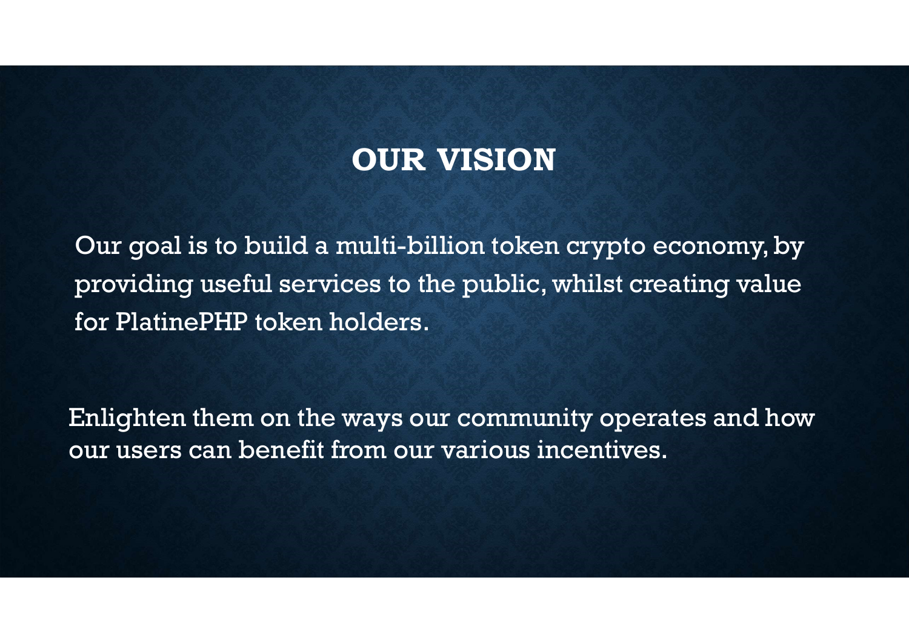# OUR VISION

Our goal is to build a multi-billion token crypto economy, by providing useful services to the public, whilst creating value for PlatinePHP token holders.

Enlighten them on the ways our community operates and how our users can benefit from our various incentives.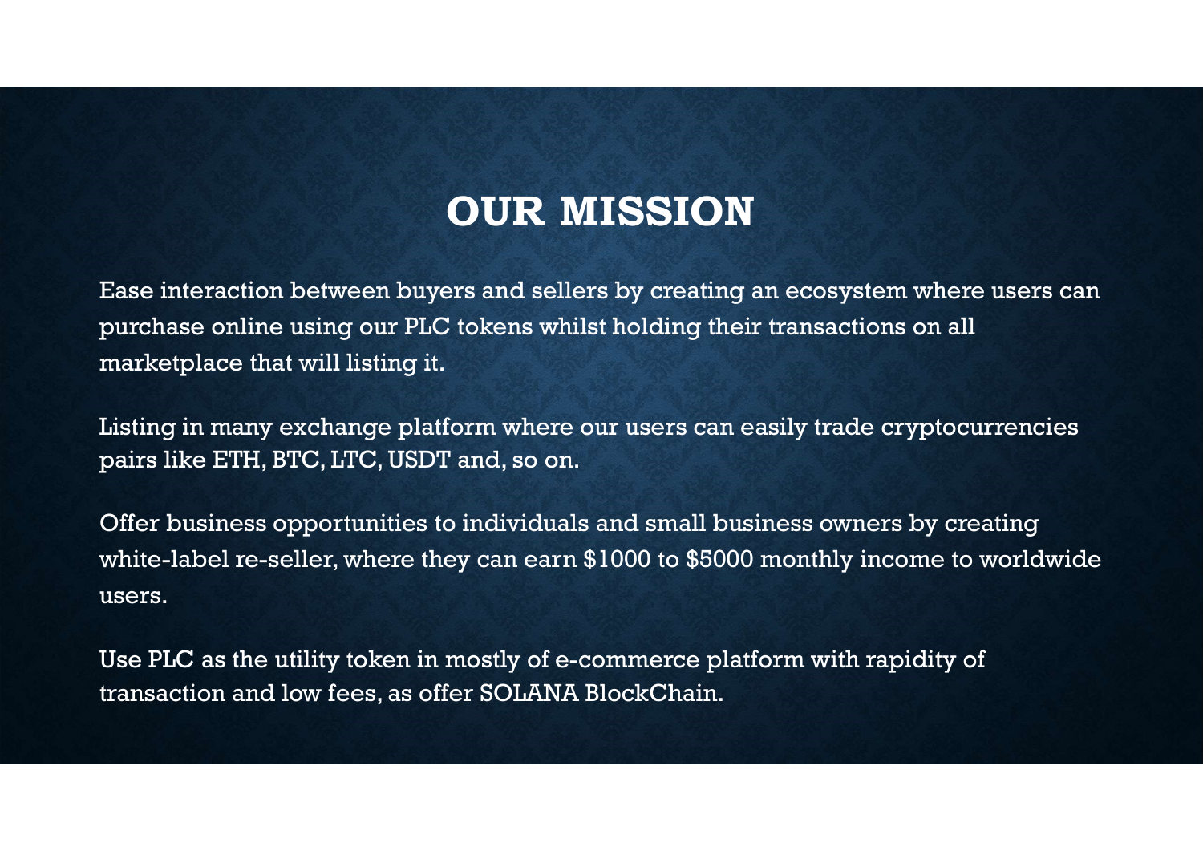# OUR MISSION

Ease interaction between buyers and sellers by creating an ecosystem where users can purchase online using our PLC tokens whilst holding their transactions on all marketplace that will listing it.

Listing in many exchange platform where our users can easily trade cryptocurrencies pairs like ETH, BTC, LTC, USDT and, so on.

Offer business opportunities to individuals and small business owners by creating white-label re-seller, where they can earn $1000 to $5000 monthly income to worldwide users.

Use PLC as the utility token in mostly of e-commerce platform with rapidity of transaction and low fees, as offer SOLANA BlockChain.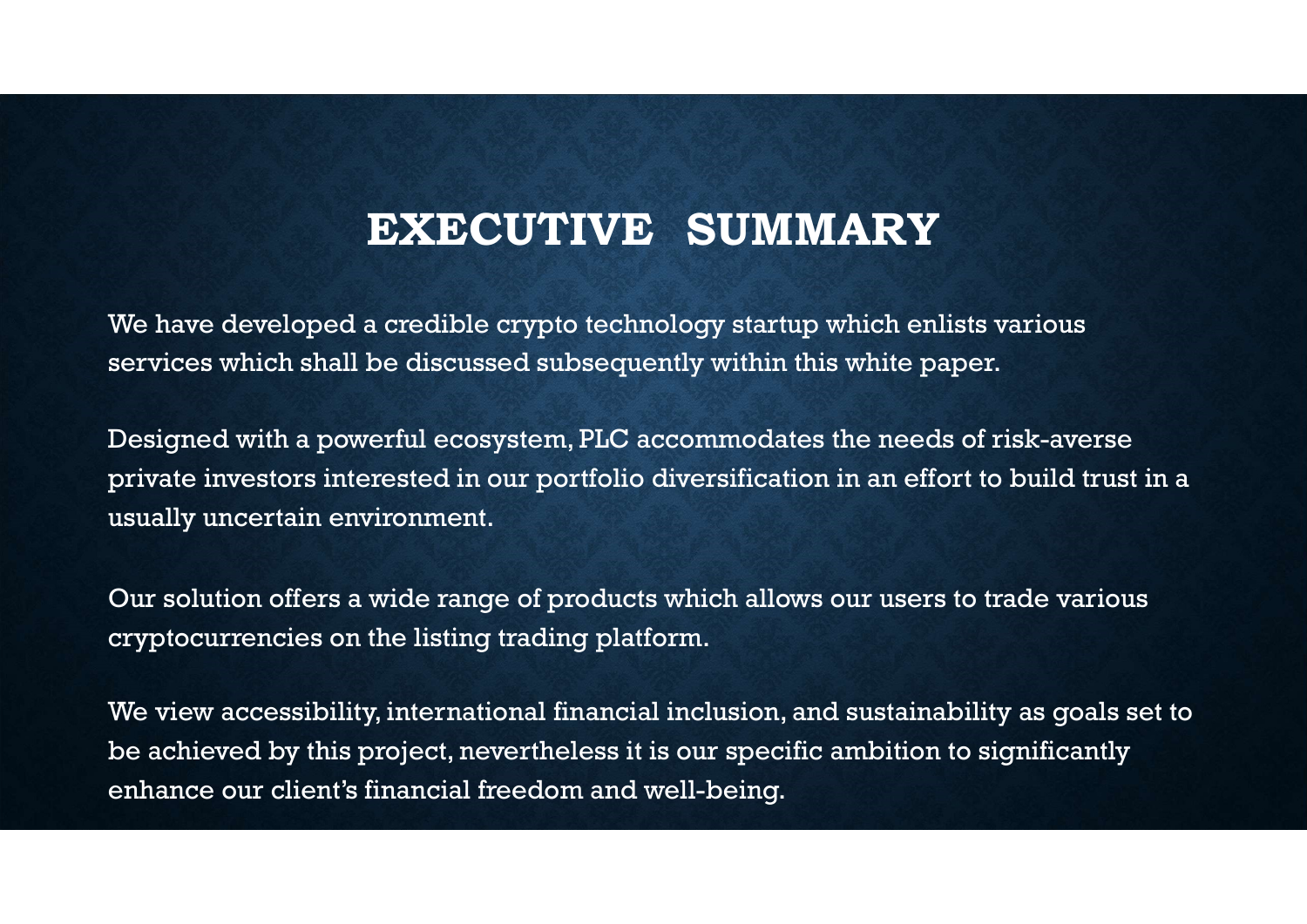# EXECUTIVE SUMMARY

We have developed a credible crypto technology startup which enlists various services which shall be discussed subsequently within this white paper.

Designed with a powerful ecosystem, PLC accommodates the needs of risk-averse private investors interested in our portfolio diversification in an effort to build trust in a usually uncertain environment.

Our solution offers a wide range of products which allows our users to trade various cryptocurrencies on the listing trading platform.

We view accessibility, international financial inclusion, and sustainability as goals set to be achieved by this project, nevertheless it is our specific ambition to significantly enhance our client's financial freedom and well-being.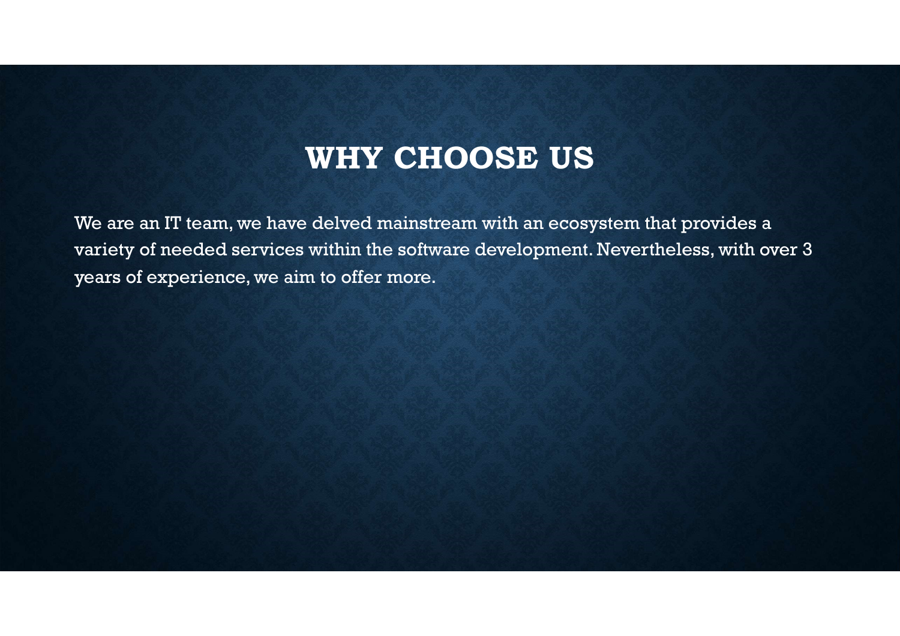# WHY CHOOSE US

We are an IT team, we have delved mainstream with an ecosystem that provides a variety of needed services within the software development. Nevertheless, with over 3 years of experience, we aim to offer more.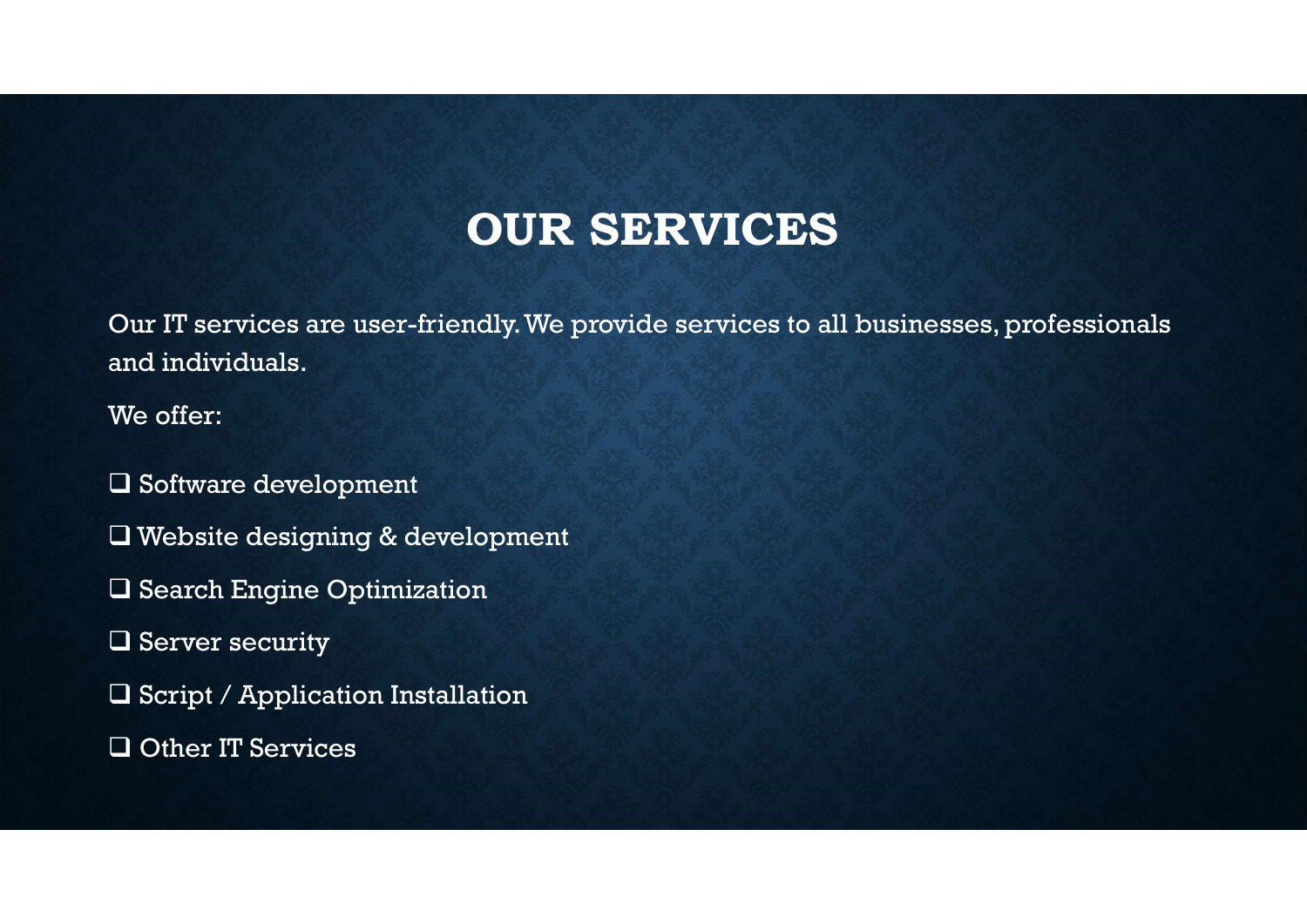# OUR SERVICES

Our IT services are user-friendly. We provide services to all businesses, professionals and individuals.

We offer:

- Software development
- Website designing & development
- Search Engine Optimization
- Server security
- Script / Application Installation
- Other IT Services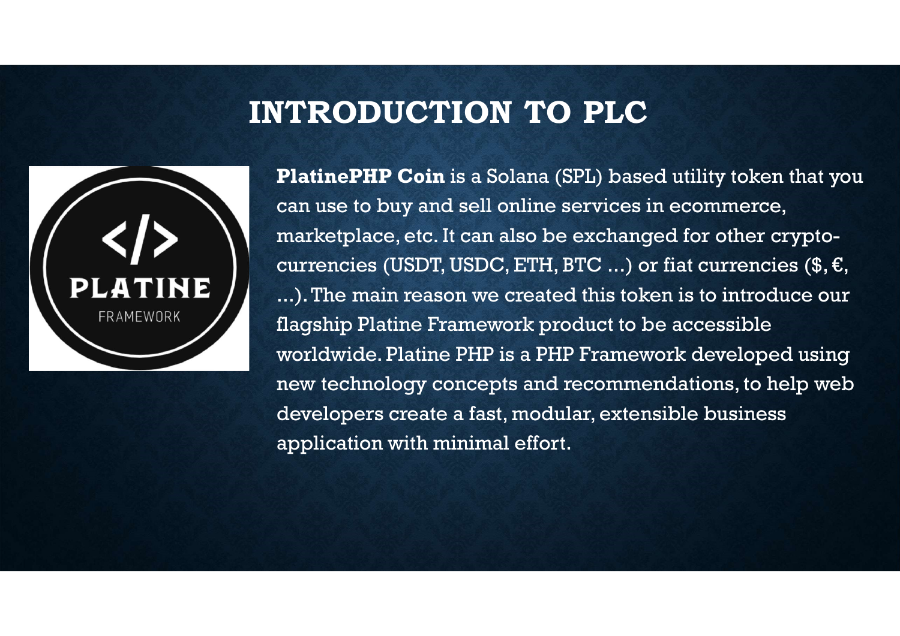# INTRODUCTION TO PLC

**PlatinePHP Coin** is a Solana (SPL) based utility token that you can use to buy and sell online services in ecommerce, marketplace, etc. It can also be exchanged for other crypto-currencies (USDT, USDC, ETH, BTC ...) or fiat currencies ($, €, ...). The main reason we created this token is to introduce our flagship Platine Framework product to be accessible worldwide. Platine PHP is a PHP Framework developed using new technology concepts and recommendations, to help web developers create a fast, modular, extensible business application with minimal effort.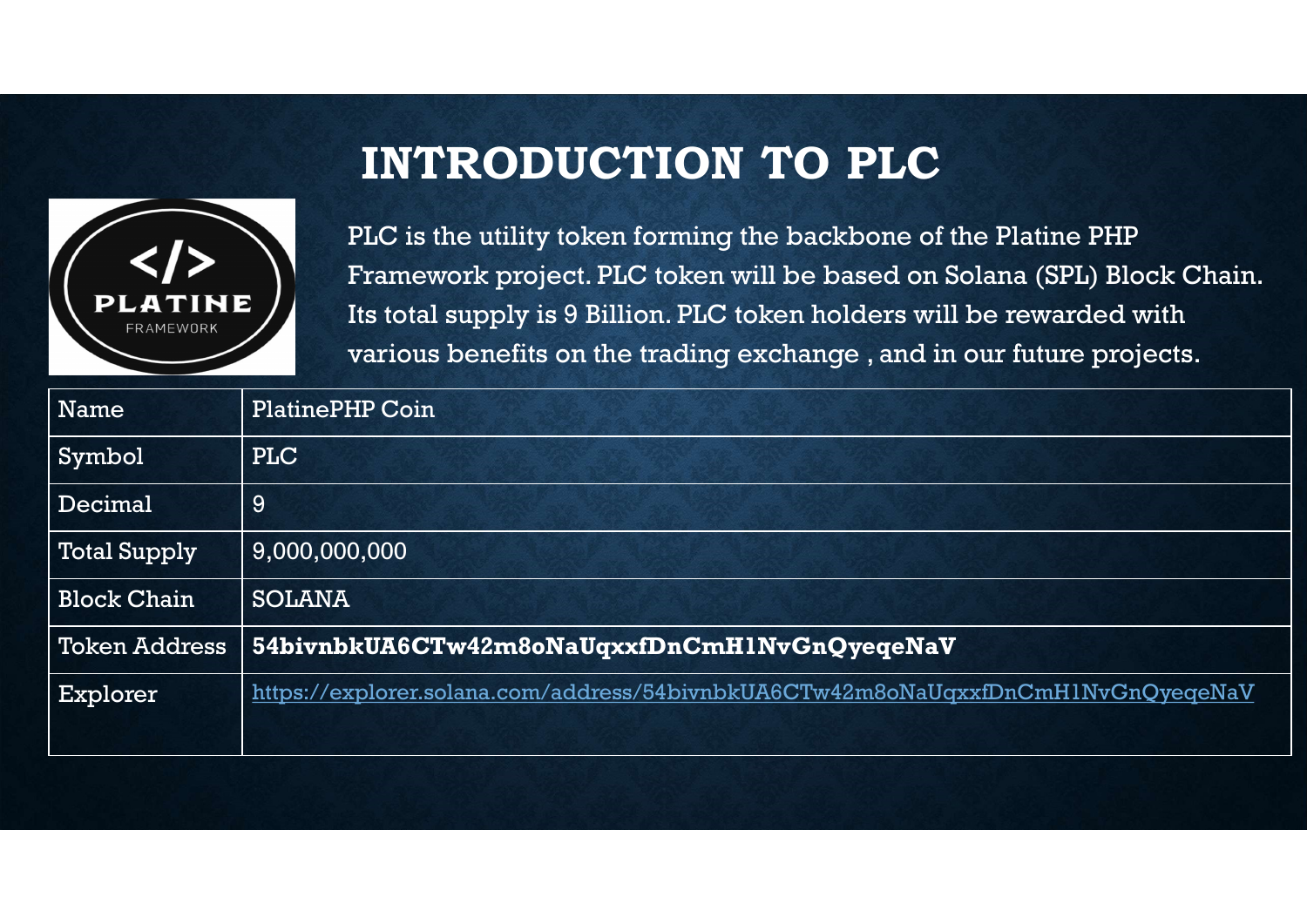# INTRODUCTION TO PLC

PLC is the utility token forming the backbone of the Platine PHP Framework project. PLC token will be based on Solana (SPL) Block Chain. Its total supply is 9 Billion. PLC token holders will be rewarded with various benefits on the trading exchange , and in our future projects.

| Name | PlatinePHP Coin |
|---|---|
| Symbol | PLC |
| Decimal | 9 |
| Total Supply | 9,000,000,000 |
| Block Chain | SOLANA |
| Token Address | **54bivnbkUA6CTw42m8oNaUqxxfDnCmH1NvGnQyeqeNaV** |
| Explorer | https://explorer.solana.com/address/54bivnbkUA6CTw42m8oNaUqxxfDnCmH1NvGnQyeqeNaV |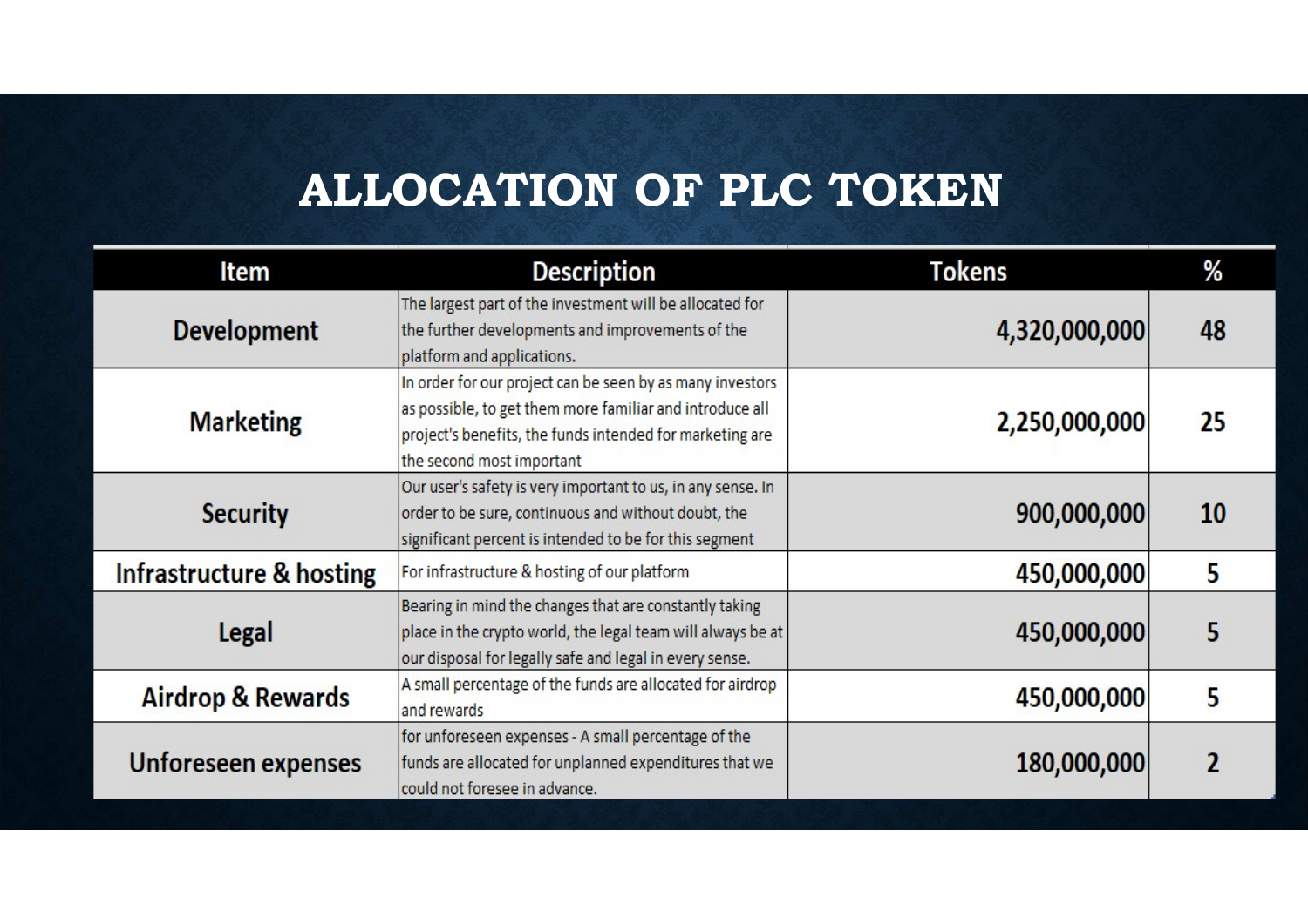# ALLOCATION OF PLC TOKEN

| Item | Description | Tokens | % |
|---|---|---|---|
| Development | The largest part of the investment will be allocated for the further developments and improvements of the platform and applications. | 4,320,000,000 | 48 |
| Marketing | In order for our project can be seen by as many investors as possible, to get them more familiar and introduce all project's benefits, the funds intended for marketing are the second most important | 2,250,000,000 | 25 |
| Security | Our user's safety is very important to us, in any sense. In order to be sure, continuous and without doubt, the significant percent is intended to be for this segment | 900,000,000 | 10 |
| Infrastructure & hosting | For infrastructure & hosting of our platform | 450,000,000 | 5 |
| Legal | Bearing in mind the changes that are constantly taking place in the crypto world, the legal team will always be at our disposal for legally safe and legal in every sense. | 450,000,000 | 5 |
| Airdrop & Rewards | A small percentage of the funds are allocated for airdrop and rewards | 450,000,000 | 5 |
| Unforeseen expenses | for unforeseen expenses - A small percentage of the funds are allocated for unplanned expenditures that we could not foresee in advance. | 180,000,000 | 2 |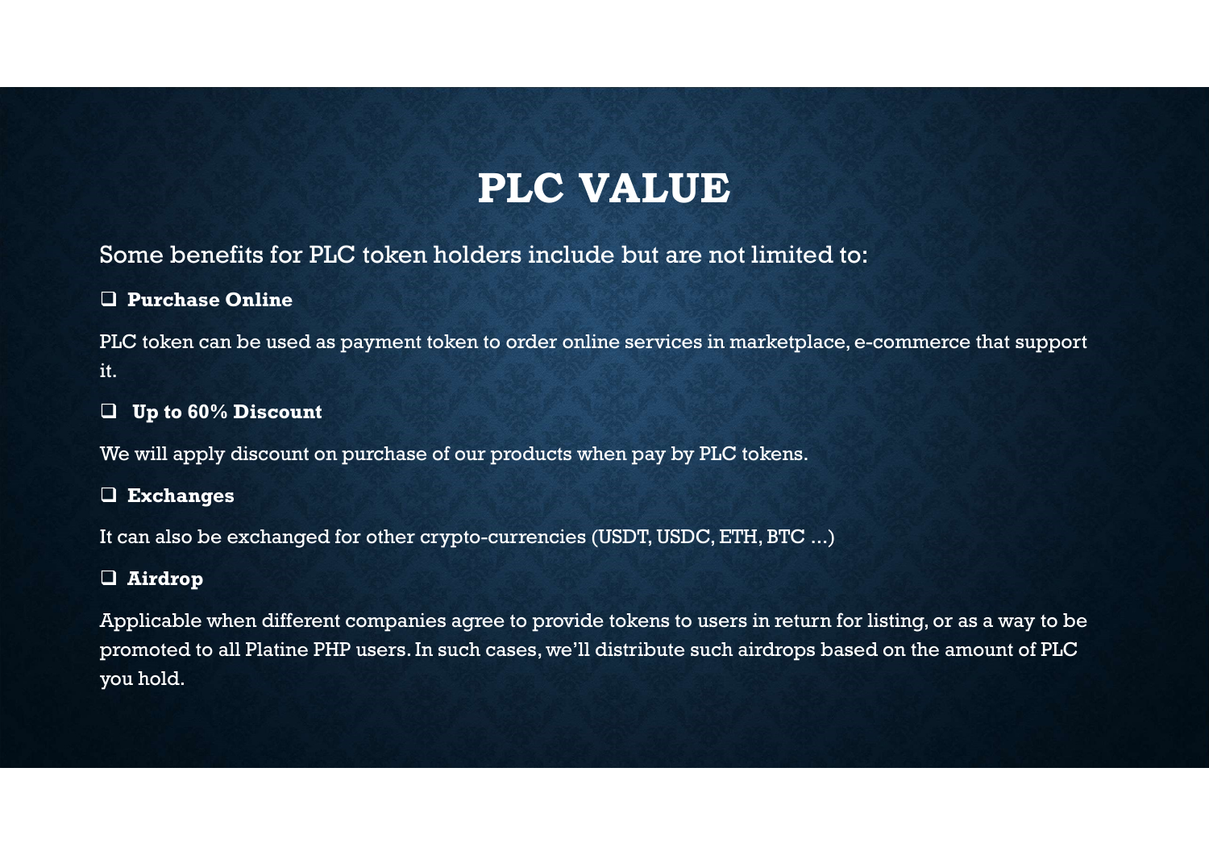# PLC VALUE

Some benefits for PLC token holders include but are not limited to:

- **Purchase Online**

PLC token can be used as payment token to order online services in marketplace, e-commerce that support it.

- **Up to 60% Discount**

We will apply discount on purchase of our products when pay by PLC tokens.

- **Exchanges**

It can also be exchanged for other crypto-currencies (USDT, USDC, ETH, BTC ...)

- **Airdrop**

Applicable when different companies agree to provide tokens to users in return for listing, or as a way to be promoted to all Platine PHP users. In such cases, we'll distribute such airdrops based on the amount of PLC you hold.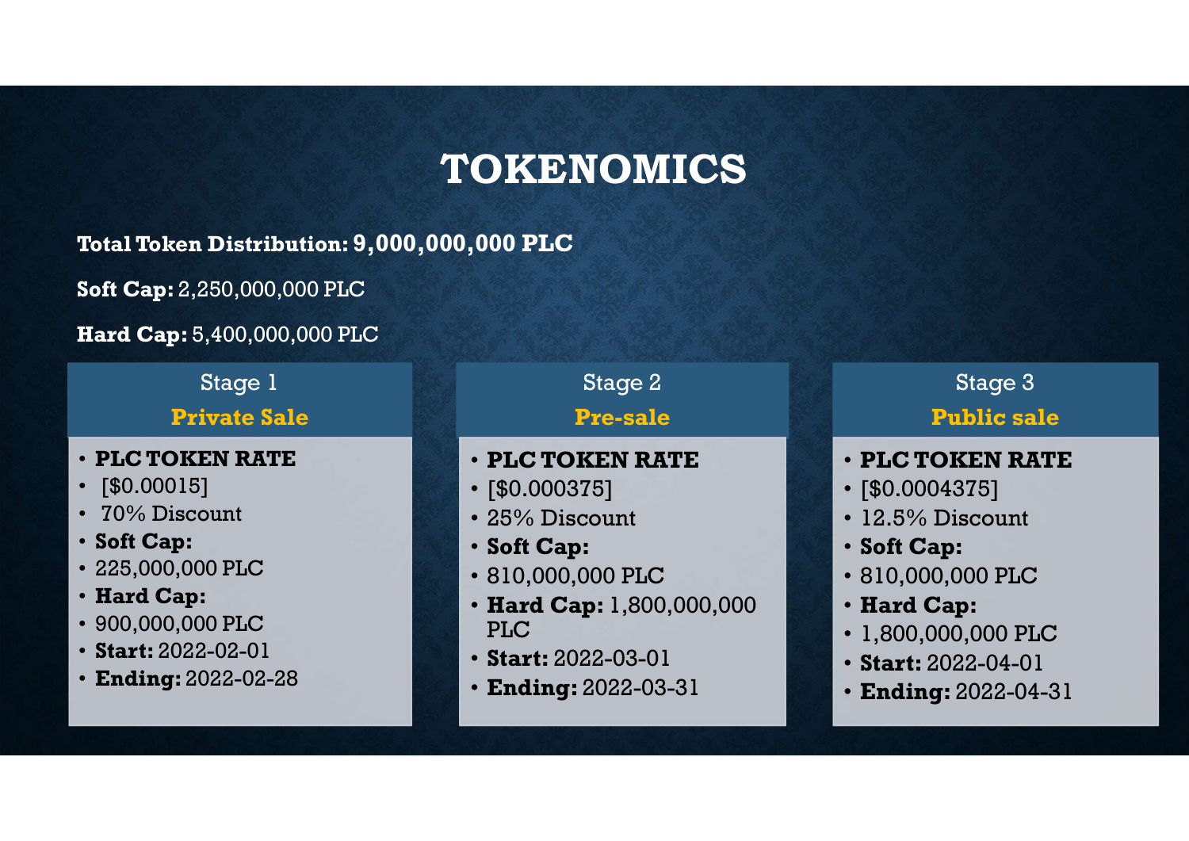# TOKENOMICS

**Total Token Distribution: 9,000,000,000 PLC**

**Soft Cap:** 2,250,000,000 PLC

**Hard Cap:** 5,400,000,000 PLC

## Stage 1

### Private Sale

- **PLC TOKEN RATE**
- [$0.00015]
- 70% Discount
- **Soft Cap:**
- 225,000,000 PLC
- **Hard Cap:**
- 900,000,000 PLC
- **Start:** 2022-02-01
- **Ending:** 2022-02-28

## Stage 2

### Pre-sale

- **PLC TOKEN RATE**
- [$0.000375]
- 25% Discount
- **Soft Cap:**
- 810,000,000 PLC
- **Hard Cap:** 1,800,000,000 PLC
- **Start:** 2022-03-01
- **Ending:** 2022-03-31

## Stage 3

### Public sale

- **PLC TOKEN RATE**
- [$0.0004375]
- 12.5% Discount
- **Soft Cap:**
- 810,000,000 PLC
- **Hard Cap:**
- 1,800,000,000 PLC
- **Start:** 2022-04-01
- **Ending:** 2022-04-31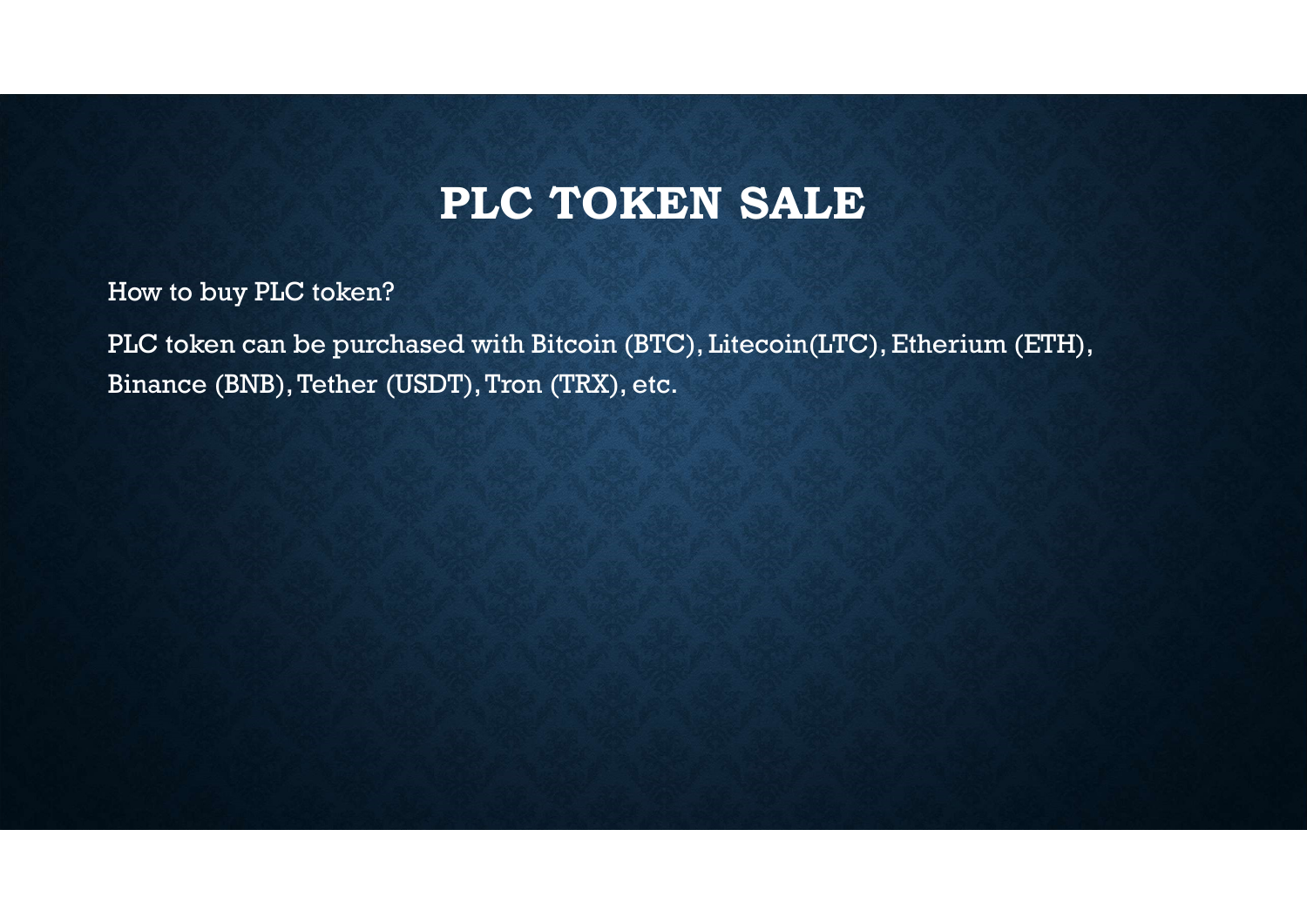# PLC TOKEN SALE

How to buy PLC token?

PLC token can be purchased with Bitcoin (BTC), Litecoin(LTC), Etherium (ETH), Binance (BNB), Tether (USDT), Tron (TRX), etc.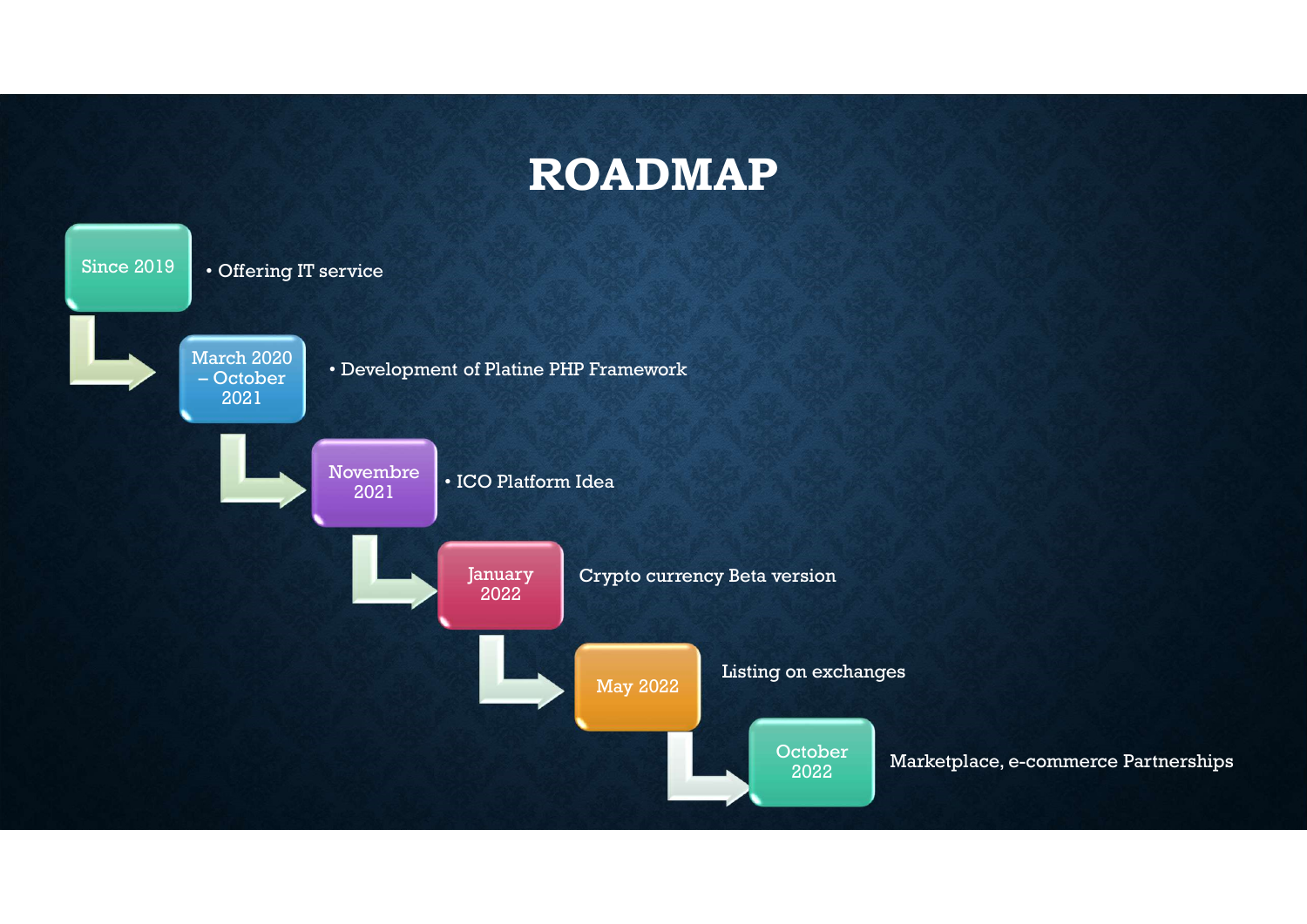# ROADMAP

- **Since 2019**
  - Offering IT service
- **March 2020 – October 2021**
  - Development of Platine PHP Framework
- **Novembre 2021**
  - ICO Platform Idea
- **January 2022**
  - Crypto currency Beta version
- **May 2022**
  - Listing on exchanges
- **October 2022**
  - Marketplace, e-commerce Partnerships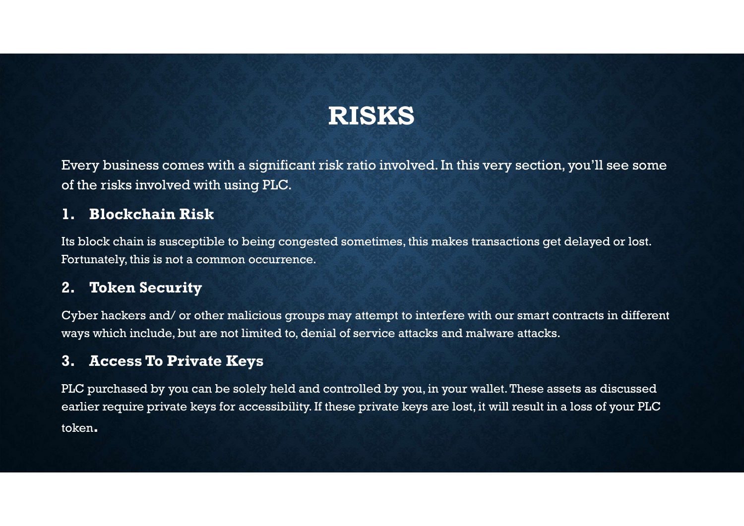# RISKS

Every business comes with a significant risk ratio involved. In this very section, you'll see some of the risks involved with using PLC.

## 1. Blockchain Risk

Its block chain is susceptible to being congested sometimes, this makes transactions get delayed or lost. Fortunately, this is not a common occurrence.

## 2. Token Security

Cyber hackers and/ or other malicious groups may attempt to interfere with our smart contracts in different ways which include, but are not limited to, denial of service attacks and malware attacks.

## 3. Access To Private Keys

PLC purchased by you can be solely held and controlled by you, in your wallet. These assets as discussed earlier require private keys for accessibility. If these private keys are lost, it will result in a loss of your PLC token**.**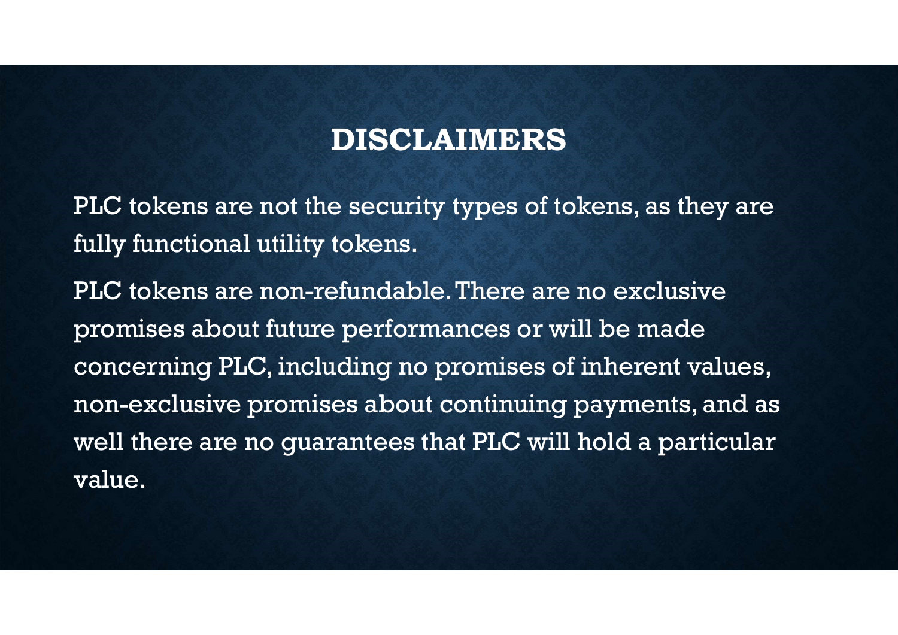# DISCLAIMERS

PLC tokens are not the security types of tokens, as they are fully functional utility tokens.

PLC tokens are non-refundable. There are no exclusive promises about future performances or will be made concerning PLC, including no promises of inherent values, non-exclusive promises about continuing payments, and as well there are no guarantees that PLC will hold a particular value.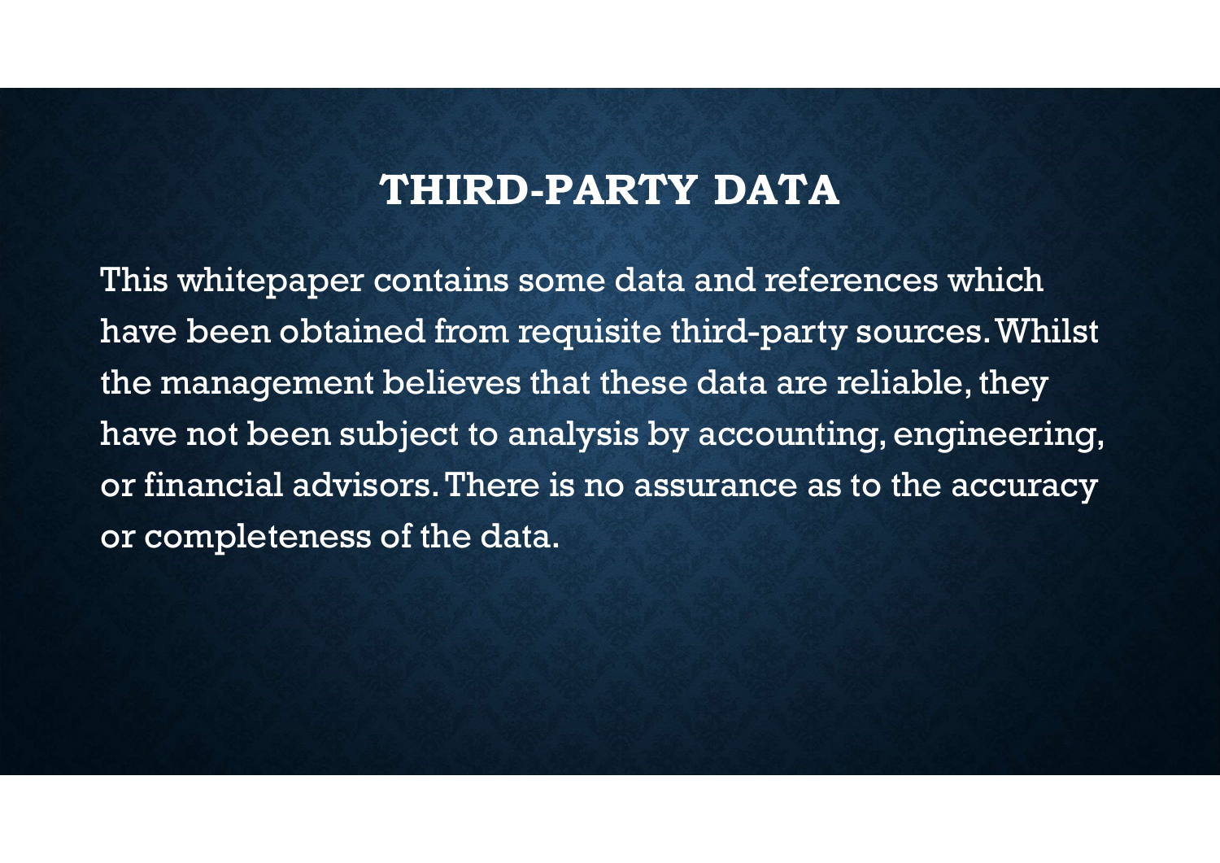## THIRD-PARTY DATA

This whitepaper contains some data and references which have been obtained from requisite third-party sources. Whilst the management believes that these data are reliable, they have not been subject to analysis by accounting, engineering, or financial advisors. There is no assurance as to the accuracy or completeness of the data.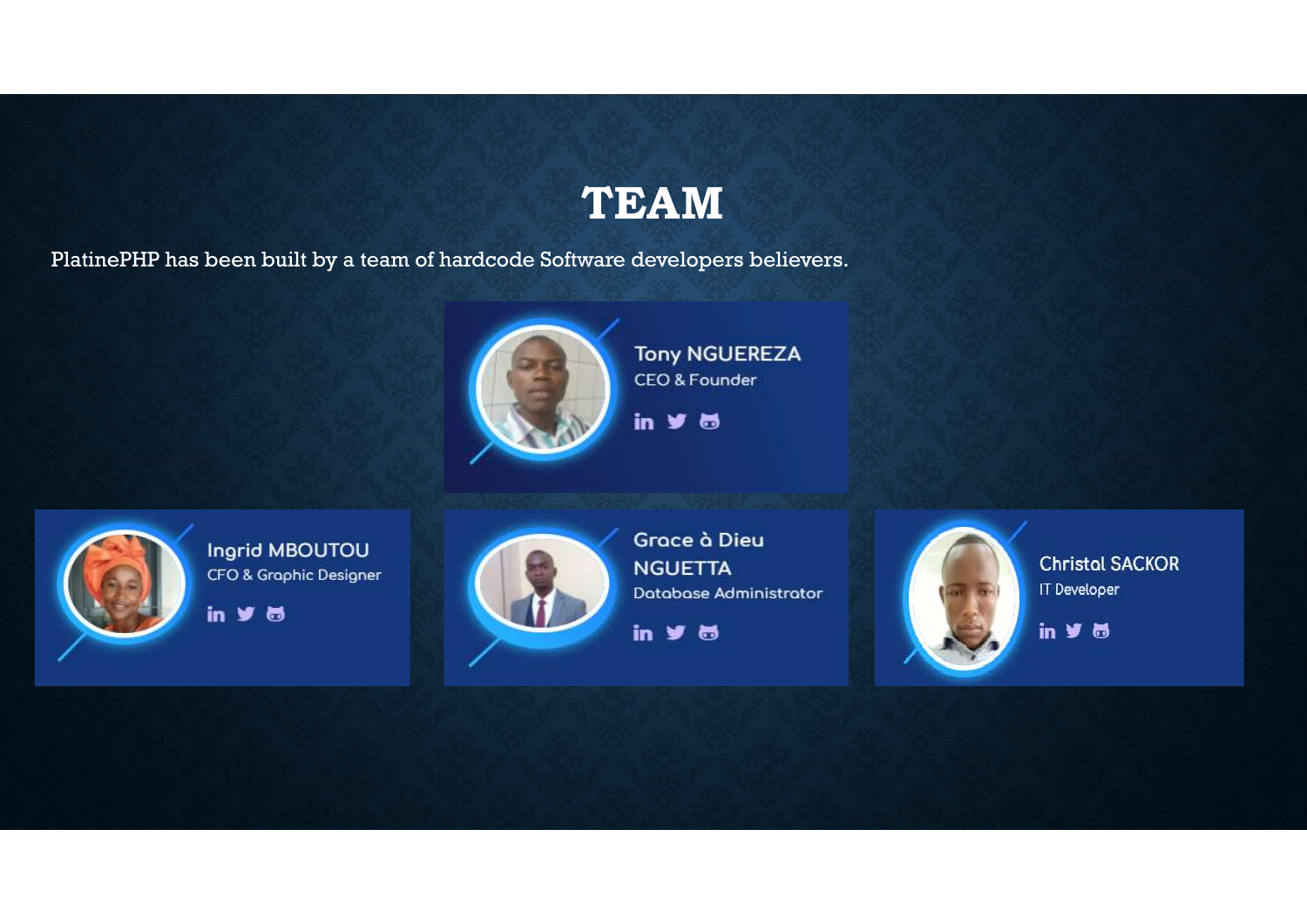# TEAM

PlatinePHP has been built by a team of hardcode Software developers believers.

**Tony NGUEREZA**
CEO & Founder

**Ingrid MBOUTOU**
CFO & Graphic Designer

**Grace à Dieu NGUETTA**
Database Administrator

**Christal SACKOR**
IT Developer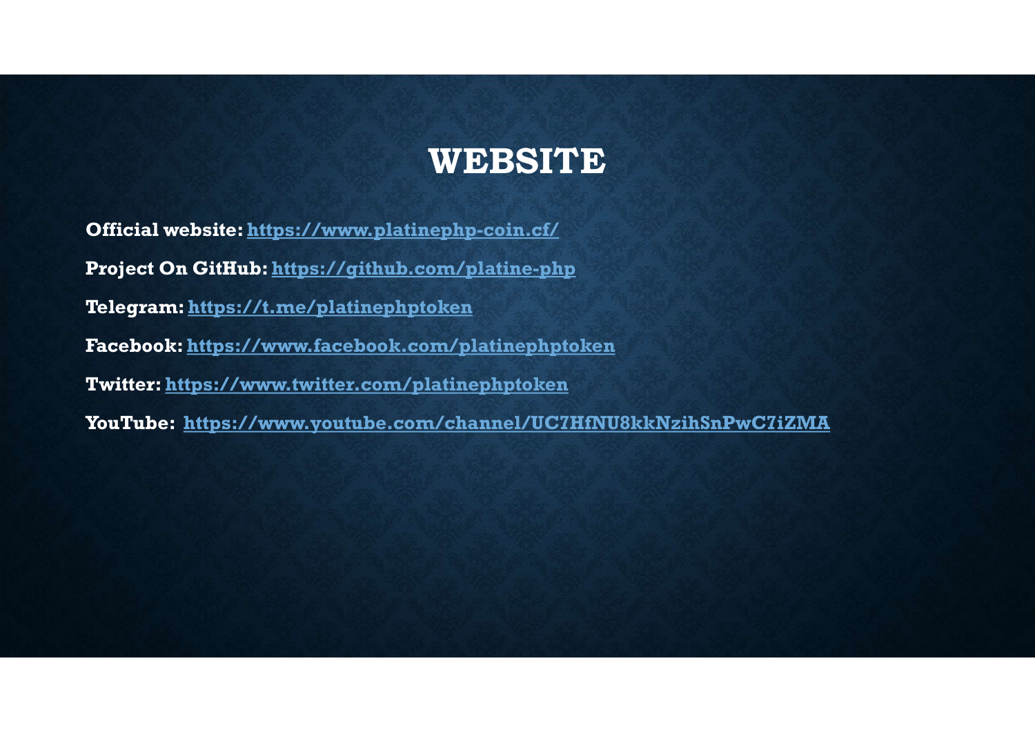# WEBSITE

**Official website:** https://www.platinephp-coin.cf/

**Project On GitHub:** https://github.com/platine-php

**Telegram:** https://t.me/platinephptoken

**Facebook:** https://www.facebook.com/platinephptoken

**Twitter:** https://www.twitter.com/platinephptoken

**YouTube:** https://www.youtube.com/channel/UC7HfNU8kkNzihSnPwC7iZMA